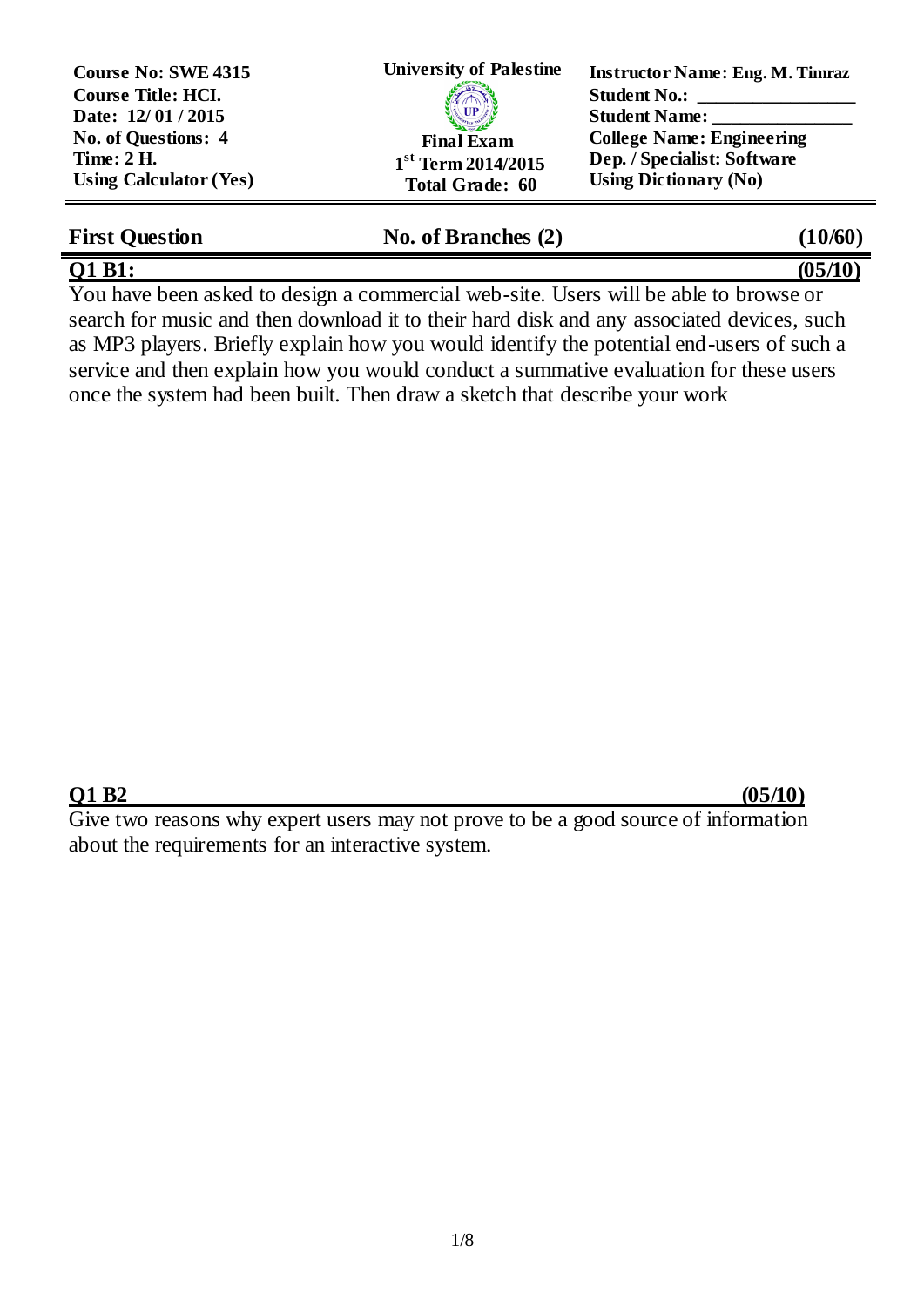| Course No: SWE 4315 | University of Palestine | Instructor Name: Eng. M. Timraz |
| --- | --- | --- |
| Course Title: HCI. | | Student No.: \_\_\_\_\_\_\_\_\_\_\_\_\_\_\_\_ |
| Date: 12/ 01 / 2015 | | Student Name: \_\_\_\_\_\_\_\_\_\_\_\_\_\_\_ |
| No. of Questions: 4 | Final Exam | College Name: Engineering |
| Time: 2 H. | 1st Term 2014/2015 | Dep. / Specialist: Software |
| Using Calculator (Yes) | Total Grade: 60 | Using Dictionary (No) |

## First Question — No. of Branches (2) — (10/60)

### Q1 B1: (05/10)

You have been asked to design a commercial web-site. Users will be able to browse or search for music and then download it to their hard disk and any associated devices, such as MP3 players. Briefly explain how you would identify the potential end-users of such a service and then explain how you would conduct a summative evaluation for these users once the system had been built. Then draw a sketch that describe your work

### Q1 B2 (05/10)

Give two reasons why expert users may not prove to be a good source of information about the requirements for an interactive system.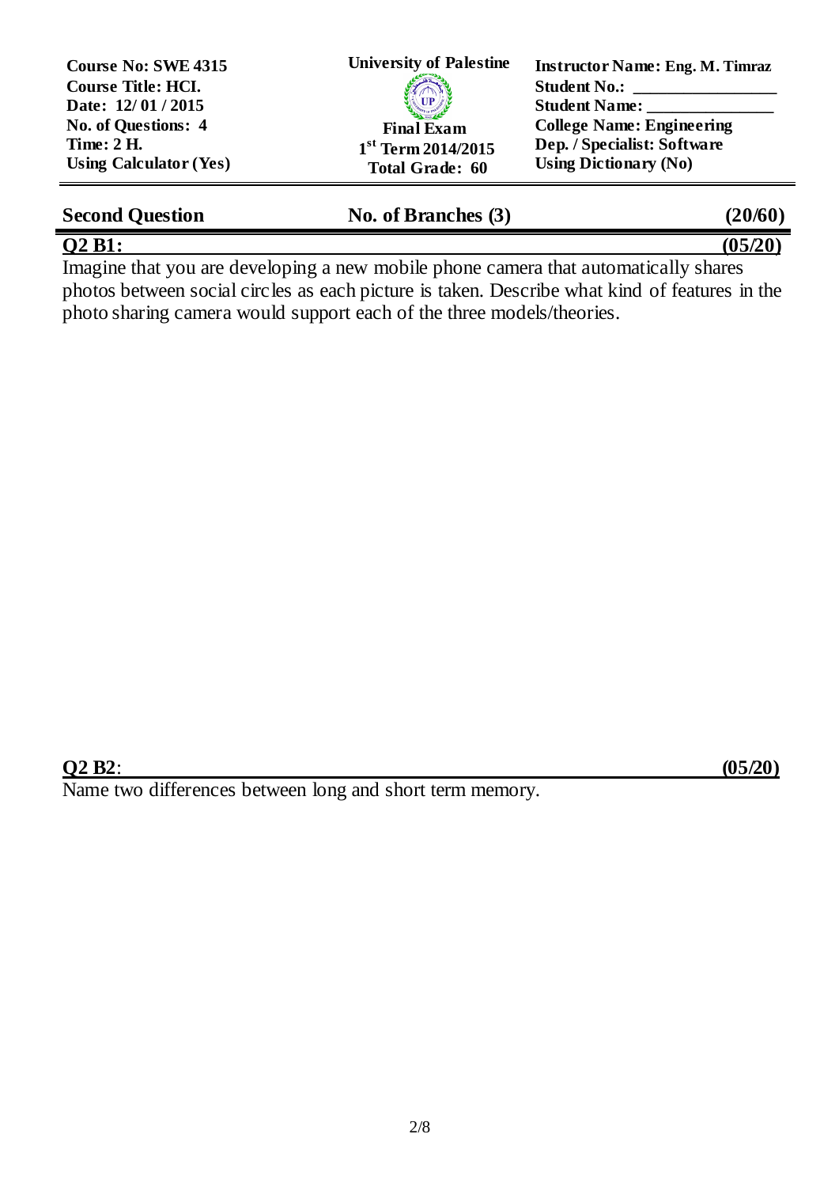| Course No: SWE 4315 | University of Palestine | Instructor Name: Eng. M. Timraz |
| --- | --- | --- |
| Course Title: HCI. | | Student No.: ________________ |
| Date: 12/ 01 / 2015 | | Student Name: ______________ |
| No. of Questions: 4 | Final Exam | College Name: Engineering |
| Time: 2 H. | 1st Term 2014/2015 | Dep. / Specialist: Software |
| Using Calculator (Yes) | Total Grade: 60 | Using Dictionary (No) |

## Second Question — No. of Branches (3) — (20/60)

**Q2 B1:** **(05/20)**

Imagine that you are developing a new mobile phone camera that automatically shares photos between social circles as each picture is taken. Describe what kind of features in the photo sharing camera would support each of the three models/theories.

**Q2 B2**: **(05/20)**

Name two differences between long and short term memory.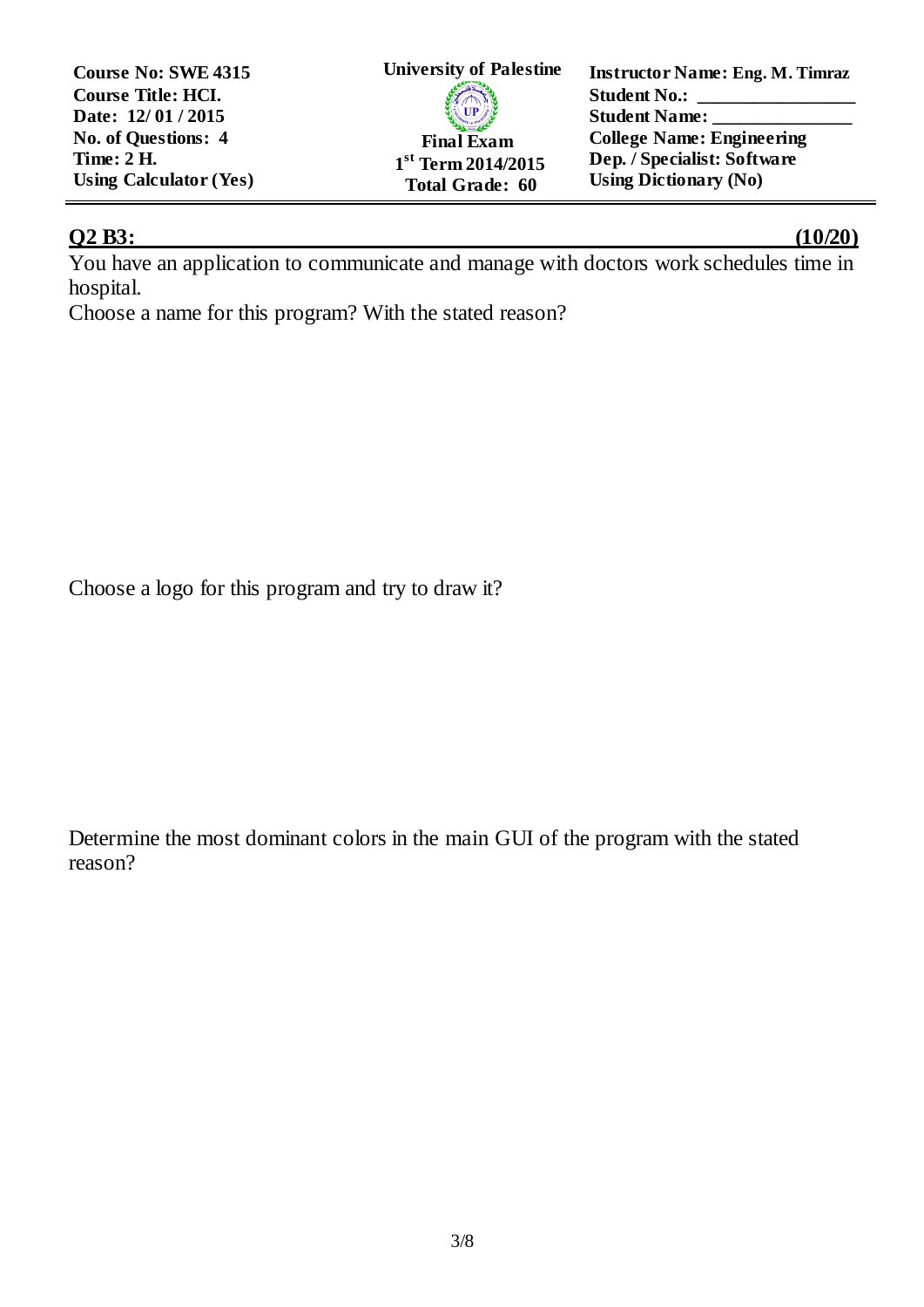| Course No: SWE 4315 | University of Palestine | Instructor Name: Eng. M. Timraz |
| --- | --- | --- |
| Course Title: HCI. | | Student No.: ________________ |
| Date: 12/ 01 / 2015 | | Student Name: _______________ |
| No. of Questions: 4 | Final Exam | College Name: Engineering |
| Time: 2 H. | 1st Term 2014/2015 | Dep. / Specialist: Software |
| Using Calculator (Yes) | Total Grade: 60 | Using Dictionary (No) |

## Q2 B3: (10/20)

You have an application to communicate and manage with doctors work schedules time in hospital.

Choose a name for this program? With the stated reason?

Choose a logo for this program and try to draw it?

Determine the most dominant colors in the main GUI of the program with the stated reason?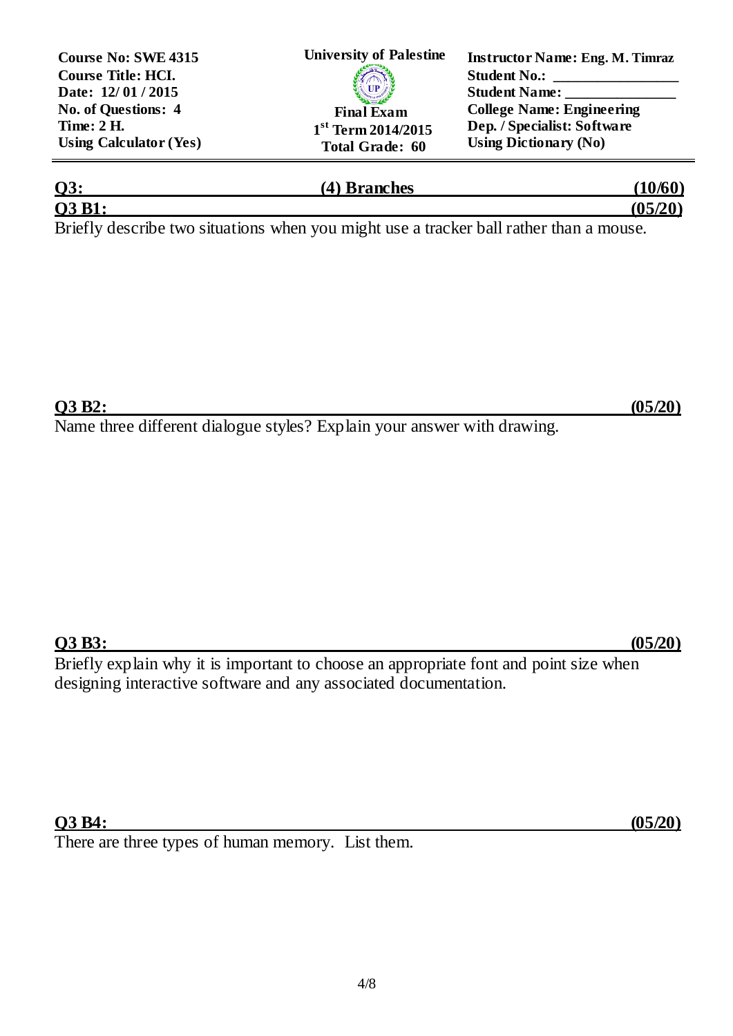| | | |
|---|---|---|
| **Course No: SWE 4315** | **University of Palestine** | **Instructor Name: Eng. M. Timraz** |
| **Course Title: HCI.** | | **Student No.: ________________** |
| **Date: 12/ 01 / 2015** | | **Student Name: _______________** |
| **No. of Questions: 4** | **Final Exam** | **College Name: Engineering** |
| **Time: 2 H.** | **1st Term 2014/2015** | **Dep. / Specialist: Software** |
| **Using Calculator (Yes)** | **Total Grade: 60** | **Using Dictionary (No)** |

## Q3: (4) Branches (10/60)

### Q3 B1: (05/20)

Briefly describe two situations when you might use a tracker ball rather than a mouse.

### Q3 B2: (05/20)

Name three different dialogue styles? Explain your answer with drawing.

### Q3 B3: (05/20)

Briefly explain why it is important to choose an appropriate font and point size when designing interactive software and any associated documentation.

### Q3 B4: (05/20)

There are three types of human memory. List them.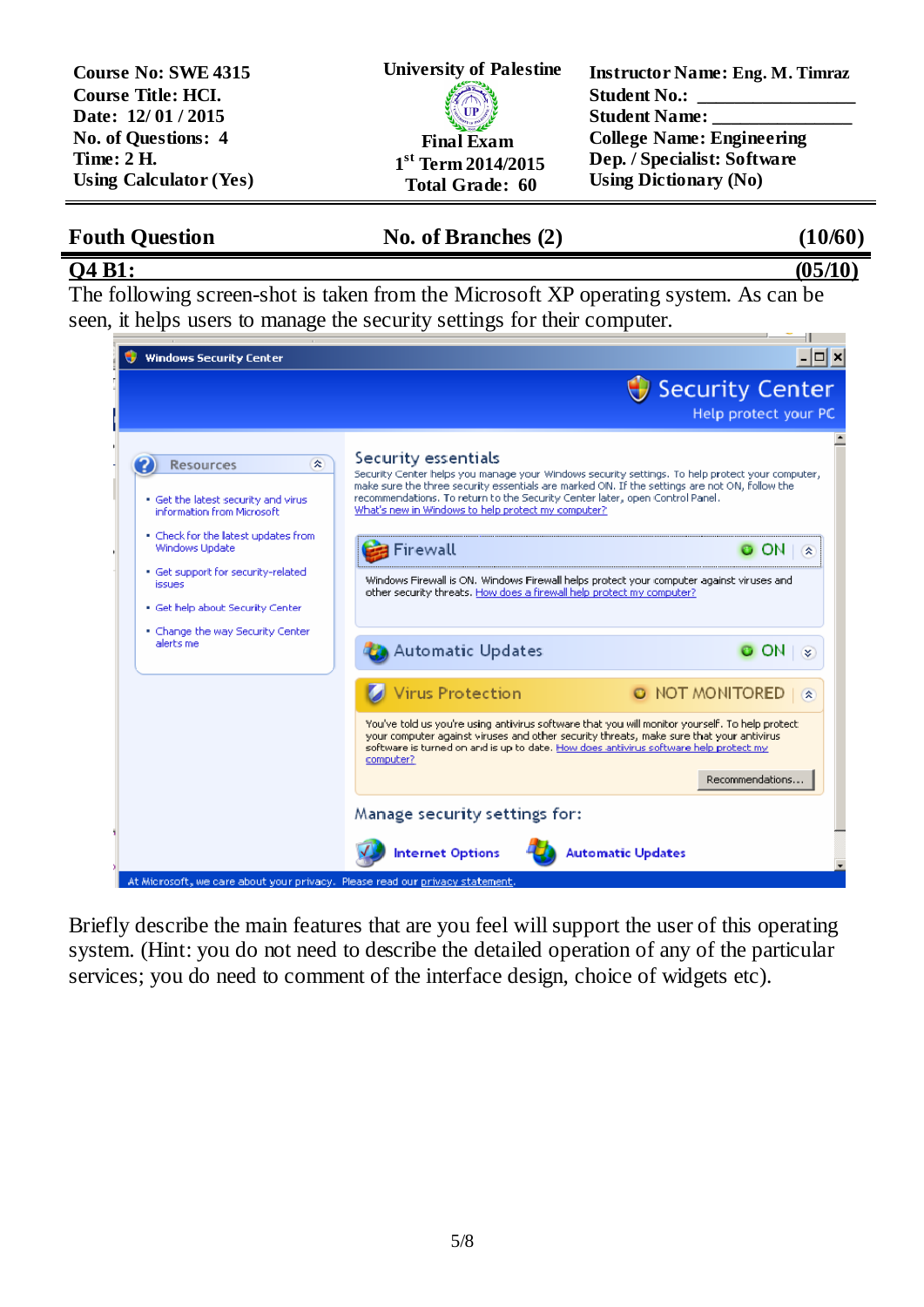| Fouth Question | No. of Branches (2) | (10/60) |
|---|---|---|

**Q4 B1:** **(05/10)**

The following screen-shot is taken from the Microsoft XP operating system. As can be seen, it helps users to manage the security settings for their computer.

Briefly describe the main features that are you feel will support the user of this operating system. (Hint: you do not need to describe the detailed operation of any of the particular services; you do need to comment of the interface design, choice of widgets etc).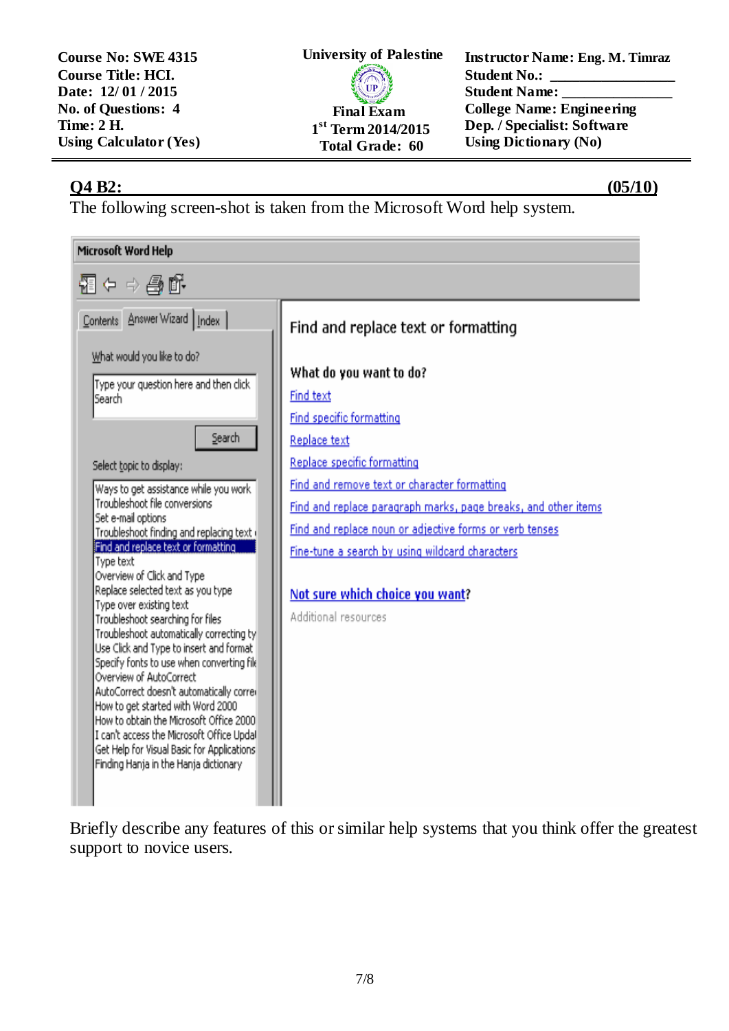**Q4 B2:** **(05/10)**

The following screen-shot is taken from the Microsoft Word help system.

Briefly describe any features of this or similar help systems that you think offer the greatest support to novice users.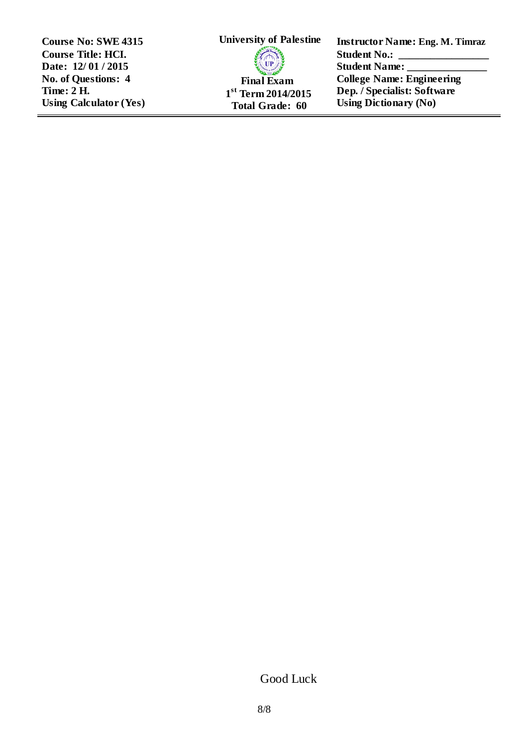Good Luck